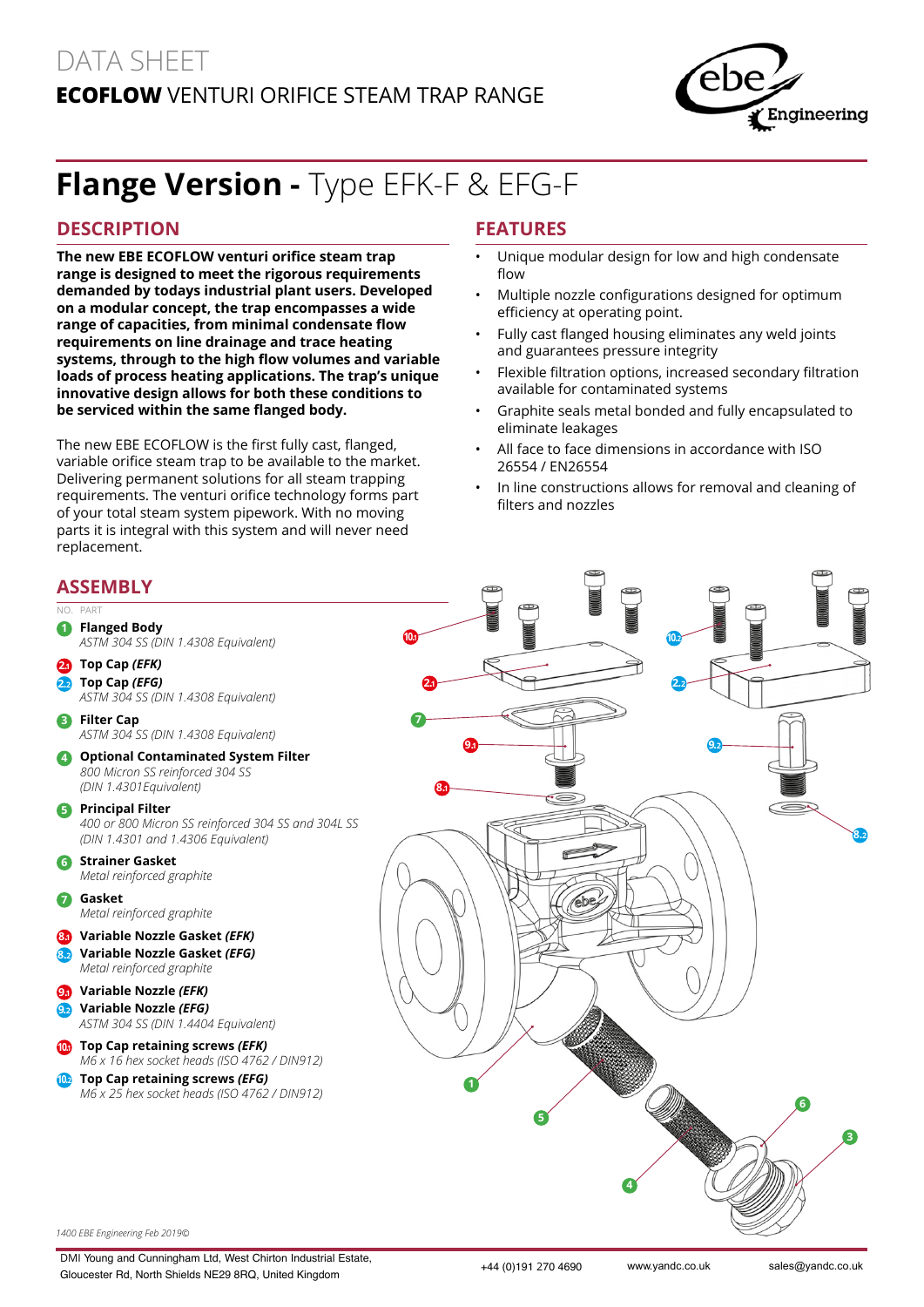DATA SHEET

**ECOFLOW** VENTURI ORIFICE STEAM TRAP RANGE

# **Flange Version -** Type EFK-F & EFG-F

## DESCRIPTION

**The new EBE ECOFLOW venturi orifice steam trap range is designed to meet the rigorous requirements demanded by todays industrial plant users. Developed on a modular concept, the trap encompasses a wide range of capacities, from minimal condensate flow requirements on line drainage and trace heating systems, through to the high flow volumes and variable loads of process heating applications. The trap's unique innovative design allows for both these conditions to be serviced within the same flanged body.**

The new EBE ECOFLOW is the first fully cast, flanged, variable orifice steam trap to be available to the market. Delivering permanent solutions for all steam trapping requirements. The venturi orifice technology forms part of your total steam system pipework. With no moving parts it is integral with this system and will never need replacement.

## FEATURES

- Unique modular design for low and high condensate flow
- Multiple nozzle configurations designed for optimum efficiency at operating point.
- Fully cast flanged housing eliminates any weld joints and guarantees pressure integrity
- Flexible filtration options, increased secondary filtration available for contaminated systems
- Graphite seals metal bonded and fully encapsulated to eliminate leakages
- All face to face dimensions in accordance with ISO 26554 / EN26554
- In line constructions allows for removal and cleaning of filters and nozzles

## ASSEMBLY

| NO. | PART |
|---|---|
| 1 | **Flanged Body** <br> *ASTM 304 SS (DIN 1.4308 Equivalent)* |
| 2.1 | **Top Cap *(EFK)*** |
| 2.2 | **Top Cap *(EFG)*** <br> *ASTM 304 SS (DIN 1.4308 Equivalent)* |
| 3 | **Filter Cap** <br> *ASTM 304 SS (DIN 1.4308 Equivalent)* |
| 4 | **Optional Contaminated System Filter** <br> *800 Micron SS reinforced 304 SS (DIN 1.4301Equivalent)* |
| 5 | **Principal Filter** <br> *400 or 800 Micron SS reinforced 304 SS and 304L SS (DIN 1.4301 and 1.4306 Equivalent)* |
| 6 | **Strainer Gasket** <br> *Metal reinforced graphite* |
| 7 | **Gasket** <br> *Metal reinforced graphite* |
| 8.1 | **Variable Nozzle Gasket *(EFK)*** |
| 8.2 | **Variable Nozzle Gasket *(EFG)*** <br> *Metal reinforced graphite* |
| 9.1 | **Variable Nozzle *(EFK)*** |
| 9.2 | **Variable Nozzle *(EFG)*** <br> *ASTM 304 SS (DIN 1.4404 Equivalent)* |
| 10.1 | **Top Cap retaining screws *(EFK)*** <br> *M6 x 16 hex socket heads (ISO 4762 / DIN912)* |
| 10.2 | **Top Cap retaining screws *(EFG)*** <br> *M6 x 25 hex socket heads (ISO 4762 / DIN912)* |

*1400 EBE Engineering Feb 2019©*

DMI Young and Cunningham Ltd, West Chirton Industrial Estate, Gloucester Rd, North Shields NE29 8RQ, United Kingdom | +44 (0)191 270 4690 | www.yandc.co.uk | sales@yandc.co.uk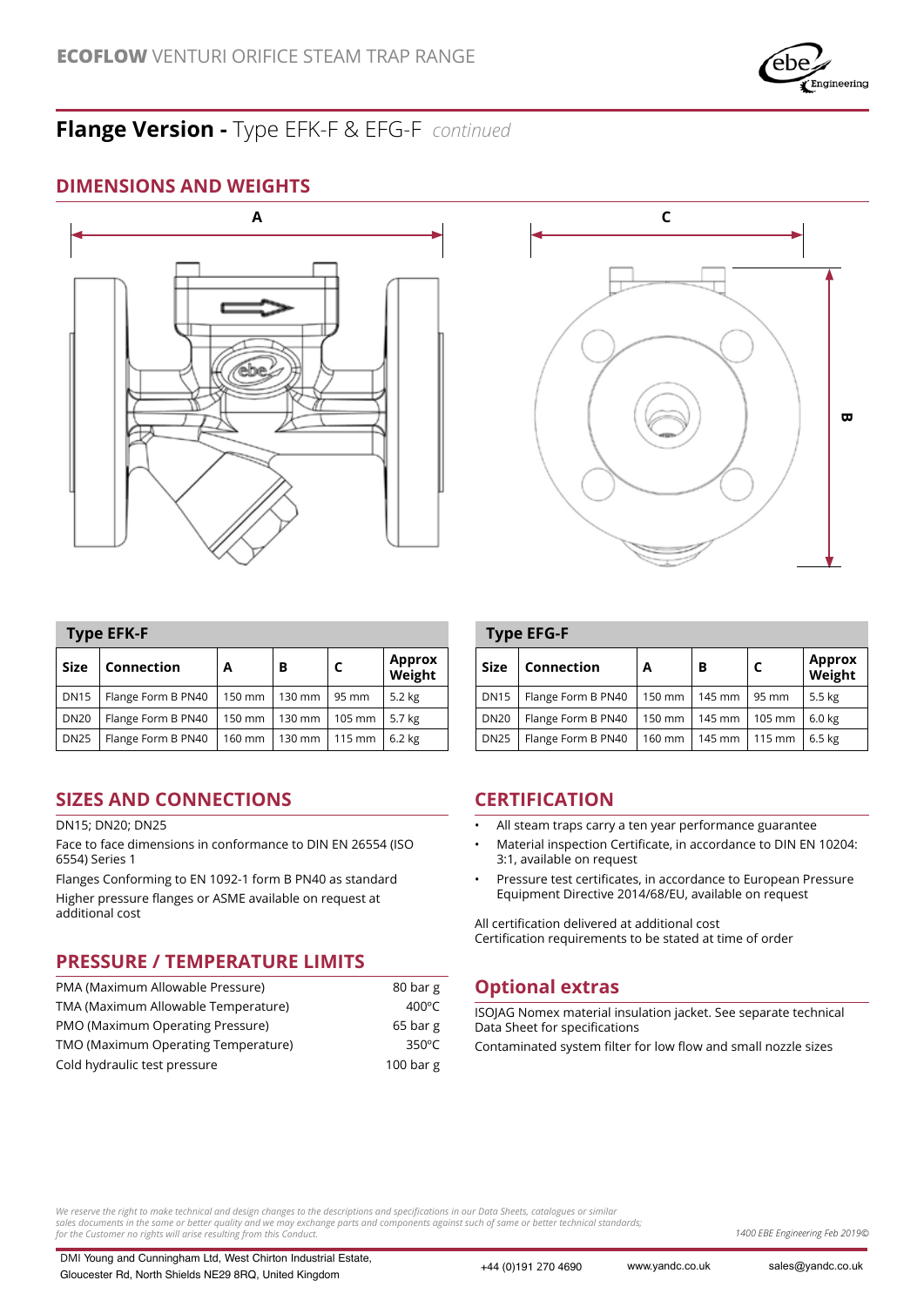# Flange Version - Type EFK-F & EFG-F *continued*

## DIMENSIONS AND WEIGHTS

A

C

B

### Type EFK-F

| Size | Connection | A | B | C | Approx Weight |
|---|---|---|---|---|---|
| DN15 | Flange Form B PN40 | 150 mm | 130 mm | 95 mm | 5.2 kg |
| DN20 | Flange Form B PN40 | 150 mm | 130 mm | 105 mm | 5.7 kg |
| DN25 | Flange Form B PN40 | 160 mm | 130 mm | 115 mm | 6.2 kg |

### Type EFG-F

| Size | Connection | A | B | C | Approx Weight |
|---|---|---|---|---|---|
| DN15 | Flange Form B PN40 | 150 mm | 145 mm | 95 mm | 5.5 kg |
| DN20 | Flange Form B PN40 | 150 mm | 145 mm | 105 mm | 6.0 kg |
| DN25 | Flange Form B PN40 | 160 mm | 145 mm | 115 mm | 6.5 kg |

## SIZES AND CONNECTIONS

DN15; DN20; DN25

Face to face dimensions in conformance to DIN EN 26554 (ISO 6554) Series 1

Flanges Conforming to EN 1092-1 form B PN40 as standard

Higher pressure flanges or ASME available on request at additional cost

## PRESSURE / TEMPERATURE LIMITS

| | |
|---|---|
| PMA (Maximum Allowable Pressure) | 80 bar g |
| TMA (Maximum Allowable Temperature) | 400ºC |
| PMO (Maximum Operating Pressure) | 65 bar g |
| TMO (Maximum Operating Temperature) | 350ºC |
| Cold hydraulic test pressure | 100 bar g |

## CERTIFICATION

- All steam traps carry a ten year performance guarantee
- Material inspection Certificate, in accordance to DIN EN 10204: 3:1, available on request
- Pressure test certificates, in accordance to European Pressure Equipment Directive 2014/68/EU, available on request

All certification delivered at additional cost
Certification requirements to be stated at time of order

## Optional extras

ISOJAG Nomex material insulation jacket. See separate technical Data Sheet for specifications

Contaminated system filter for low flow and small nozzle sizes

*We reserve the right to make technical and design changes to the descriptions and specifications in our Data Sheets, catalogues or similar sales documents in the same or better quality and we may exchange parts and components against such of same or better technical standards; for the Customer no rights will arise resulting from this Conduct.*

*1400 EBE Engineering Feb 2019©*

DMI Young and Cunningham Ltd, West Chirton Industrial Estate, Gloucester Rd, North Shields NE29 8RQ, United Kingdom

+44 (0)191 270 4690 www.yandc.co.uk sales@yandc.co.uk